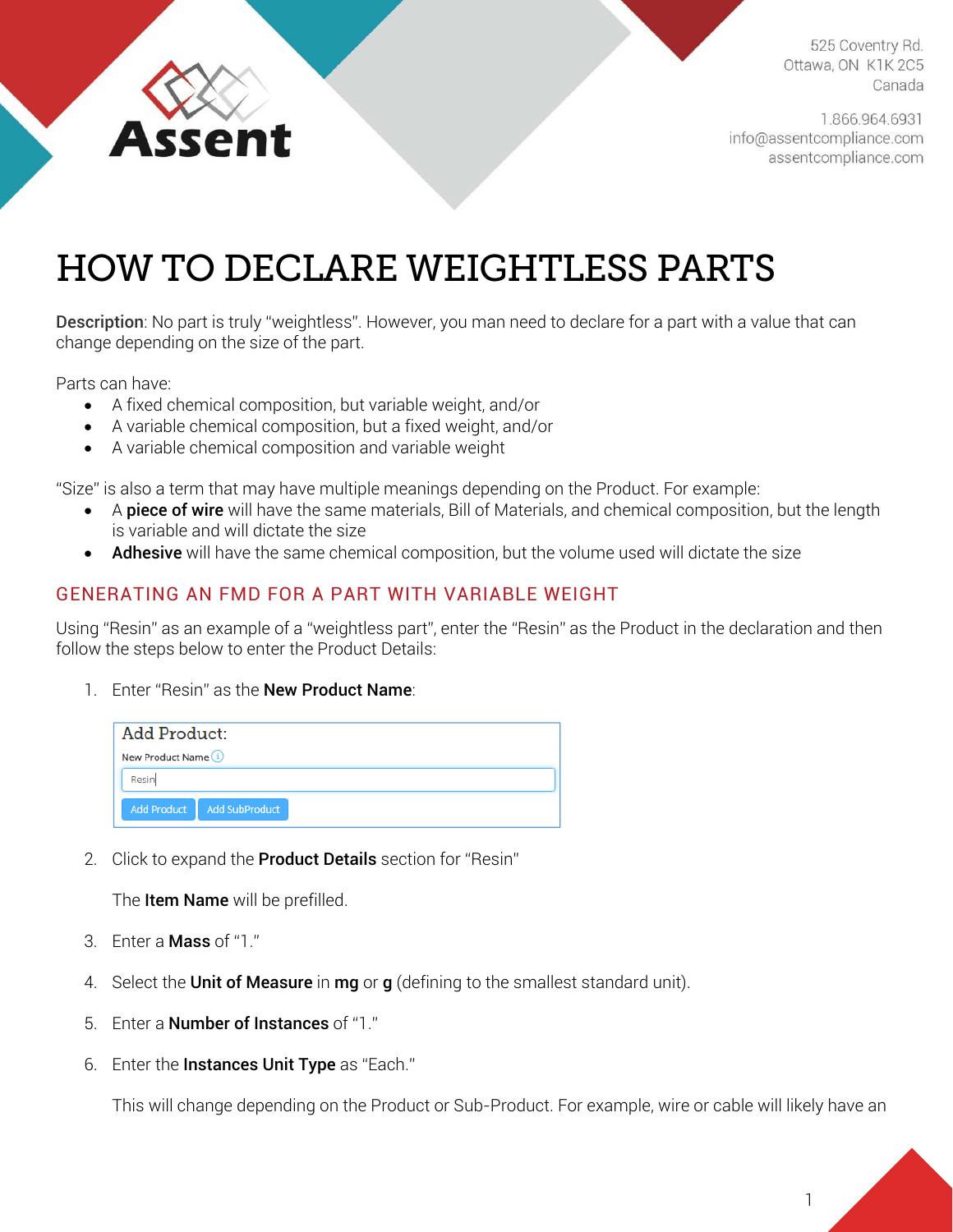Assent

525 Coventry Rd.
Ottawa, ON K1K 2C5
Canada

1.866.964.6931
info@assentcompliance.com
assentcompliance.com

# HOW TO DECLARE WEIGHTLESS PARTS

**Description**: No part is truly "weightless". However, you man need to declare for a part with a value that can change depending on the size of the part.

Parts can have:

- A fixed chemical composition, but variable weight, and/or
- A variable chemical composition, but a fixed weight, and/or
- A variable chemical composition and variable weight

"Size" is also a term that may have multiple meanings depending on the Product. For example:

- A **piece of wire** will have the same materials, Bill of Materials, and chemical composition, but the length is variable and will dictate the size
- **Adhesive** will have the same chemical composition, but the volume used will dictate the size

## GENERATING AN FMD FOR A PART WITH VARIABLE WEIGHT

Using "Resin" as an example of a "weightless part", enter the "Resin" as the Product in the declaration and then follow the steps below to enter the Product Details:

1. Enter "Resin" as the **New Product Name**:

   Add Product:
   New Product Name
   Resin
   Add Product | Add SubProduct

2. Click to expand the **Product Details** section for "Resin"

   The **Item Name** will be prefilled.

3. Enter a **Mass** of "1."

4. Select the **Unit of Measure** in **mg** or **g** (defining to the smallest standard unit).

5. Enter a **Number of Instances** of "1."

6. Enter the **Instances Unit Type** as "Each."

   This will change depending on the Product or Sub-Product. For example, wire or cable will likely have an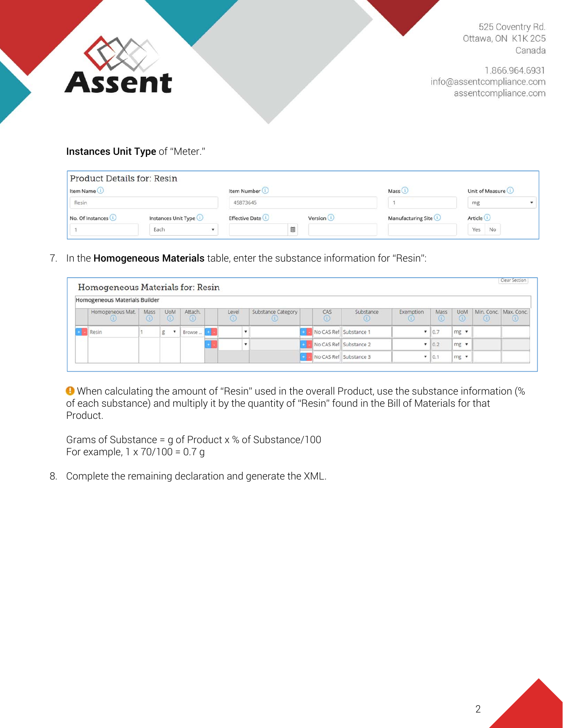**Instances Unit Type** of "Meter."

**Product Details for: Resin**

| Item Name | Item Number | Mass | Unit of Measure |
|---|---|---|---|
| Resin | 45873645 | 1 | mg |

| No. Of Instances | Instances Unit Type | Effective Date | Version | Manufacturing Site | Article |
|---|---|---|---|---|---|
| 1 | Each | | | | Yes / No |

7. In the **Homogeneous Materials** table, enter the substance information for "Resin":

**Homogeneous Materials for: Resin**

Homogeneous Materials Builder

| Homogeneous Mat. | Mass | UoM | Attach. | Level | Substance Category | CAS | Substance | Exemption | Mass | UoM | Min. Conc. | Max. Conc. |
|---|---|---|---|---|---|---|---|---|---|---|---|---|
| Resin | 1 | g | Browse ... | | | No CAS Ref | Substance 1 | | 0.7 | mg | | |
| | | | | | | No CAS Ref | Substance 2 | | 0.2 | mg | | |
| | | | | | | No CAS Ref | Substance 3 | | 0.1 | mg | | |

When calculating the amount of "Resin" used in the overall Product, use the substance information (% of each substance) and multiply it by the quantity of "Resin" found in the Bill of Materials for that Product.

Grams of Substance = g of Product x % of Substance/100
For example, 1 x 70/100 = 0.7 g

8. Complete the remaining declaration and generate the XML.